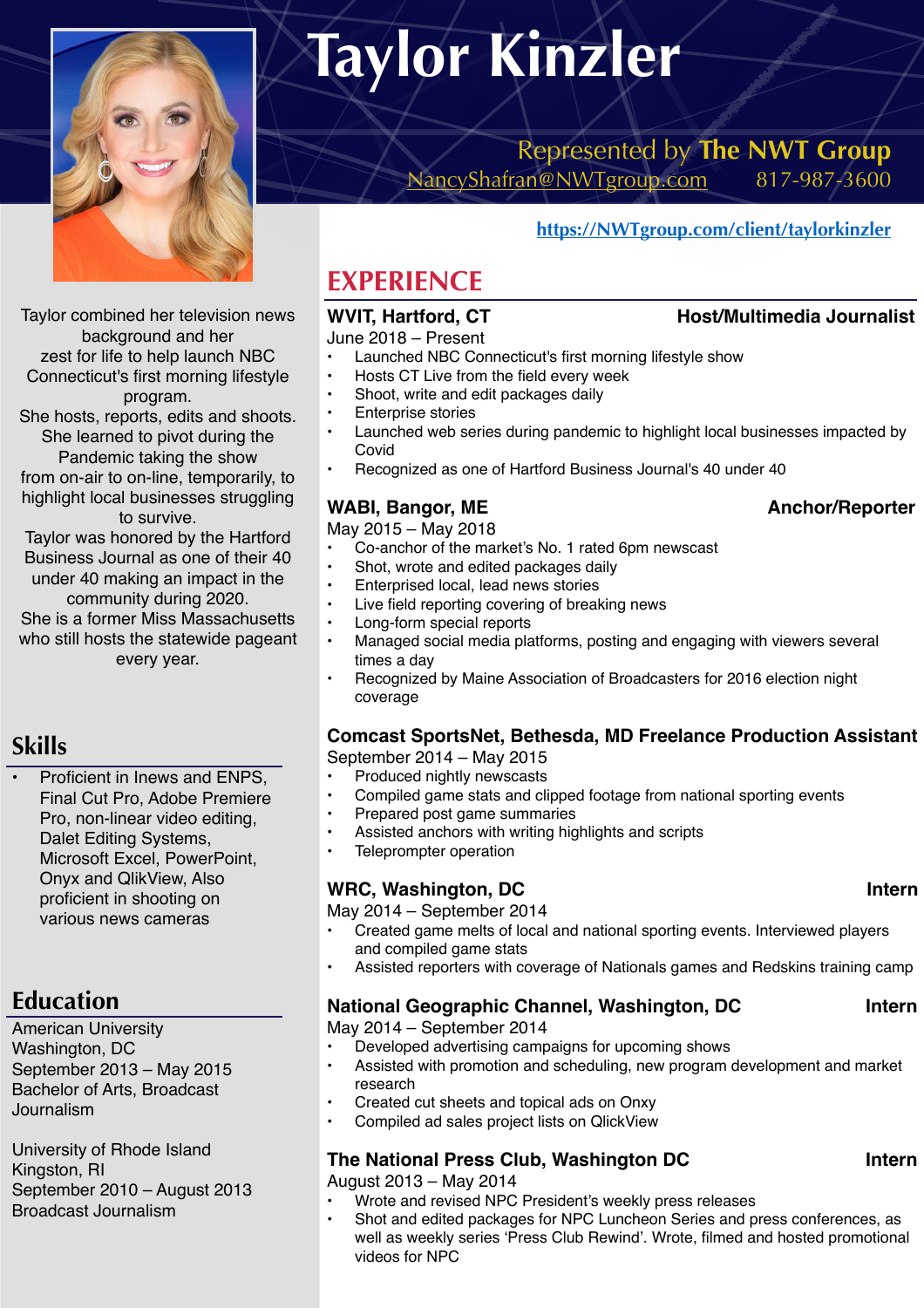# Taylor Kinzler

Represented by **The NWT Group**
NancyShafran@NWTgroup.com 817-987-3600

https://NWTgroup.com/client/taylorkinzler

Taylor combined her television news background and her zest for life to help launch NBC Connecticut's first morning lifestyle program.
She hosts, reports, edits and shoots.
She learned to pivot during the Pandemic taking the show from on-air to on-line, temporarily, to highlight local businesses struggling to survive.
Taylor was honored by the Hartford Business Journal as one of their 40 under 40 making an impact in the community during 2020.
She is a former Miss Massachusetts who still hosts the statewide pageant every year.

## Skills

- Proficient in Inews and ENPS, Final Cut Pro, Adobe Premiere Pro, non-linear video editing, Dalet Editing Systems, Microsoft Excel, PowerPoint, Onyx and QlikView, Also proficient in shooting on various news cameras

## Education

American University
Washington, DC
September 2013 – May 2015
Bachelor of Arts, Broadcast Journalism

University of Rhode Island
Kingston, RI
September 2010 – August 2013
Broadcast Journalism

## EXPERIENCE

**WVIT, Hartford, CT** — **Host/Multimedia Journalist**
June 2018 – Present

- Launched NBC Connecticut's first morning lifestyle show
- Hosts CT Live from the field every week
- Shoot, write and edit packages daily
- Enterprise stories
- Launched web series during pandemic to highlight local businesses impacted by Covid
- Recognized as one of Hartford Business Journal's 40 under 40

**WABI, Bangor, ME** — **Anchor/Reporter**
May 2015 – May 2018

- Co-anchor of the market's No. 1 rated 6pm newscast
- Shot, wrote and edited packages daily
- Enterprised local, lead news stories
- Live field reporting covering of breaking news
- Long-form special reports
- Managed social media platforms, posting and engaging with viewers several times a day
- Recognized by Maine Association of Broadcasters for 2016 election night coverage

**Comcast SportsNet, Bethesda, MD Freelance Production Assistant**
September 2014 – May 2015

- Produced nightly newscasts
- Compiled game stats and clipped footage from national sporting events
- Prepared post game summaries
- Assisted anchors with writing highlights and scripts
- Teleprompter operation

**WRC, Washington, DC** — **Intern**
May 2014 – September 2014

- Created game melts of local and national sporting events. Interviewed players and compiled game stats
- Assisted reporters with coverage of Nationals games and Redskins training camp

**National Geographic Channel, Washington, DC** — **Intern**
May 2014 – September 2014

- Developed advertising campaigns for upcoming shows
- Assisted with promotion and scheduling, new program development and market research
- Created cut sheets and topical ads on Onxy
- Compiled ad sales project lists on QlickView

**The National Press Club, Washington DC** — **Intern**
August 2013 – May 2014

- Wrote and revised NPC President's weekly press releases
- Shot and edited packages for NPC Luncheon Series and press conferences, as well as weekly series 'Press Club Rewind'. Wrote, filmed and hosted promotional videos for NPC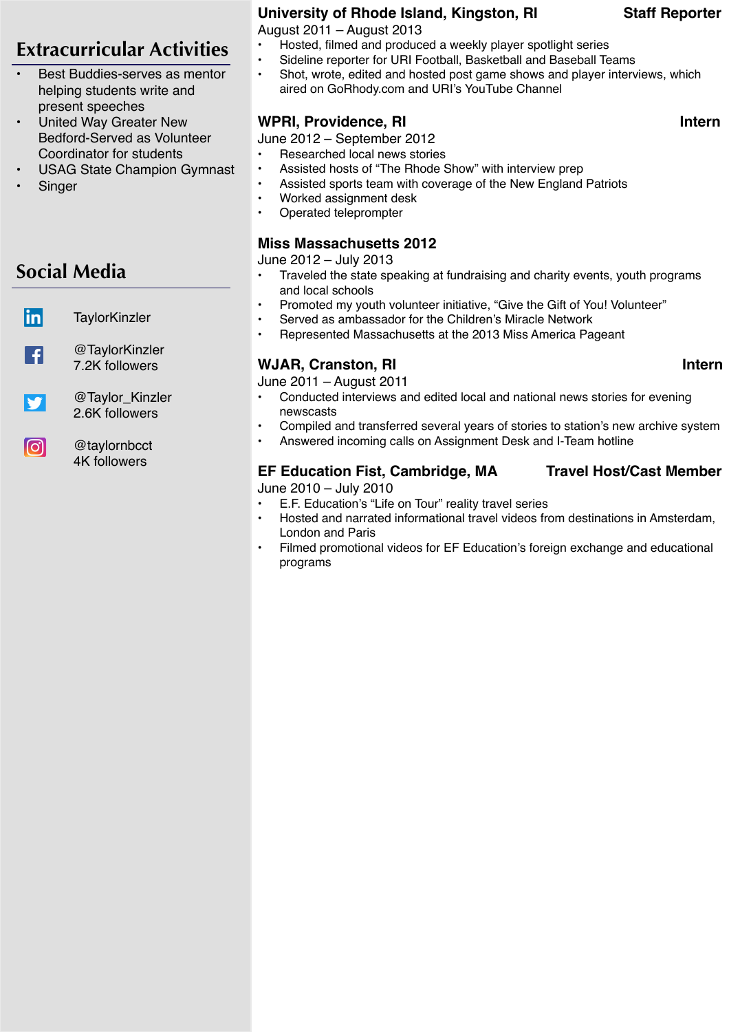## Extracurricular Activities

- Best Buddies-serves as mentor helping students write and present speeches
- United Way Greater New Bedford-Served as Volunteer Coordinator for students
- USAG State Champion Gymnast
- Singer

## Social Media

TaylorKinzler

@TaylorKinzler
7.2K followers

@Taylor_Kinzler
2.6K followers

@taylornbcct
4K followers

**University of Rhode Island, Kingston, RI** — **Staff Reporter**
August 2011 – August 2013

- Hosted, filmed and produced a weekly player spotlight series
- Sideline reporter for URI Football, Basketball and Baseball Teams
- Shot, wrote, edited and hosted post game shows and player interviews, which aired on GoRhody.com and URI's YouTube Channel

**WPRI, Providence, RI** — **Intern**
June 2012 – September 2012

- Researched local news stories
- Assisted hosts of "The Rhode Show" with interview prep
- Assisted sports team with coverage of the New England Patriots
- Worked assignment desk
- Operated teleprompter

**Miss Massachusetts 2012**
June 2012 – July 2013

- Traveled the state speaking at fundraising and charity events, youth programs and local schools
- Promoted my youth volunteer initiative, "Give the Gift of You! Volunteer"
- Served as ambassador for the Children's Miracle Network
- Represented Massachusetts at the 2013 Miss America Pageant

**WJAR, Cranston, RI** — **Intern**
June 2011 – August 2011

- Conducted interviews and edited local and national news stories for evening newscasts
- Compiled and transferred several years of stories to station's new archive system
- Answered incoming calls on Assignment Desk and I-Team hotline

**EF Education Fist, Cambridge, MA** — **Travel Host/Cast Member**
June 2010 – July 2010

- E.F. Education's "Life on Tour" reality travel series
- Hosted and narrated informational travel videos from destinations in Amsterdam, London and Paris
- Filmed promotional videos for EF Education's foreign exchange and educational programs